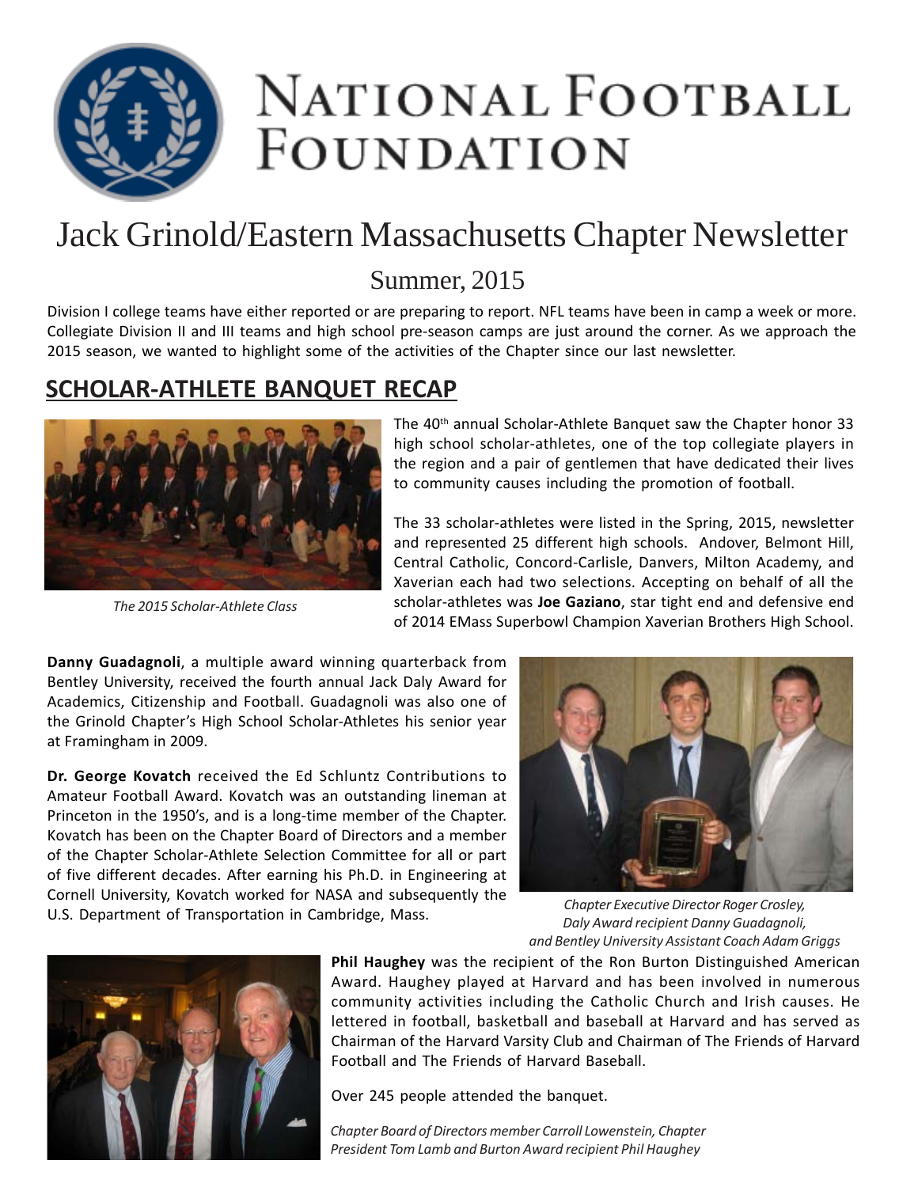# National Football Foundation

# Jack Grinold/Eastern Massachusetts Chapter Newsletter

## Summer, 2015

Division I college teams have either reported or are preparing to report. NFL teams have been in camp a week or more. Collegiate Division II and III teams and high school pre-season camps are just around the corner. As we approach the 2015 season, we wanted to highlight some of the activities of the Chapter since our last newsletter.

## SCHOLAR-ATHLETE BANQUET RECAP

*The 2015 Scholar-Athlete Class*

The 40th annual Scholar-Athlete Banquet saw the Chapter honor 33 high school scholar-athletes, one of the top collegiate players in the region and a pair of gentlemen that have dedicated their lives to community causes including the promotion of football.

The 33 scholar-athletes were listed in the Spring, 2015, newsletter and represented 25 different high schools. Andover, Belmont Hill, Central Catholic, Concord-Carlisle, Danvers, Milton Academy, and Xaverian each had two selections. Accepting on behalf of all the scholar-athletes was **Joe Gaziano**, star tight end and defensive end of 2014 EMass Superbowl Champion Xaverian Brothers High School.

**Danny Guadagnoli**, a multiple award winning quarterback from Bentley University, received the fourth annual Jack Daly Award for Academics, Citizenship and Football. Guadagnoli was also one of the Grinold Chapter's High School Scholar-Athletes his senior year at Framingham in 2009.

**Dr. George Kovatch** received the Ed Schluntz Contributions to Amateur Football Award. Kovatch was an outstanding lineman at Princeton in the 1950's, and is a long-time member of the Chapter. Kovatch has been on the Chapter Board of Directors and a member of the Chapter Scholar-Athlete Selection Committee for all or part of five different decades. After earning his Ph.D. in Engineering at Cornell University, Kovatch worked for NASA and subsequently the U.S. Department of Transportation in Cambridge, Mass.

*Chapter Executive Director Roger Crosley, Daly Award recipient Danny Guadagnoli, and Bentley University Assistant Coach Adam Griggs*

**Phil Haughey** was the recipient of the Ron Burton Distinguished American Award. Haughey played at Harvard and has been involved in numerous community activities including the Catholic Church and Irish causes. He lettered in football, basketball and baseball at Harvard and has served as Chairman of the Harvard Varsity Club and Chairman of The Friends of Harvard Football and The Friends of Harvard Baseball.

Over 245 people attended the banquet.

*Chapter Board of Directors member Carroll Lowenstein, Chapter President Tom Lamb and Burton Award recipient Phil Haughey*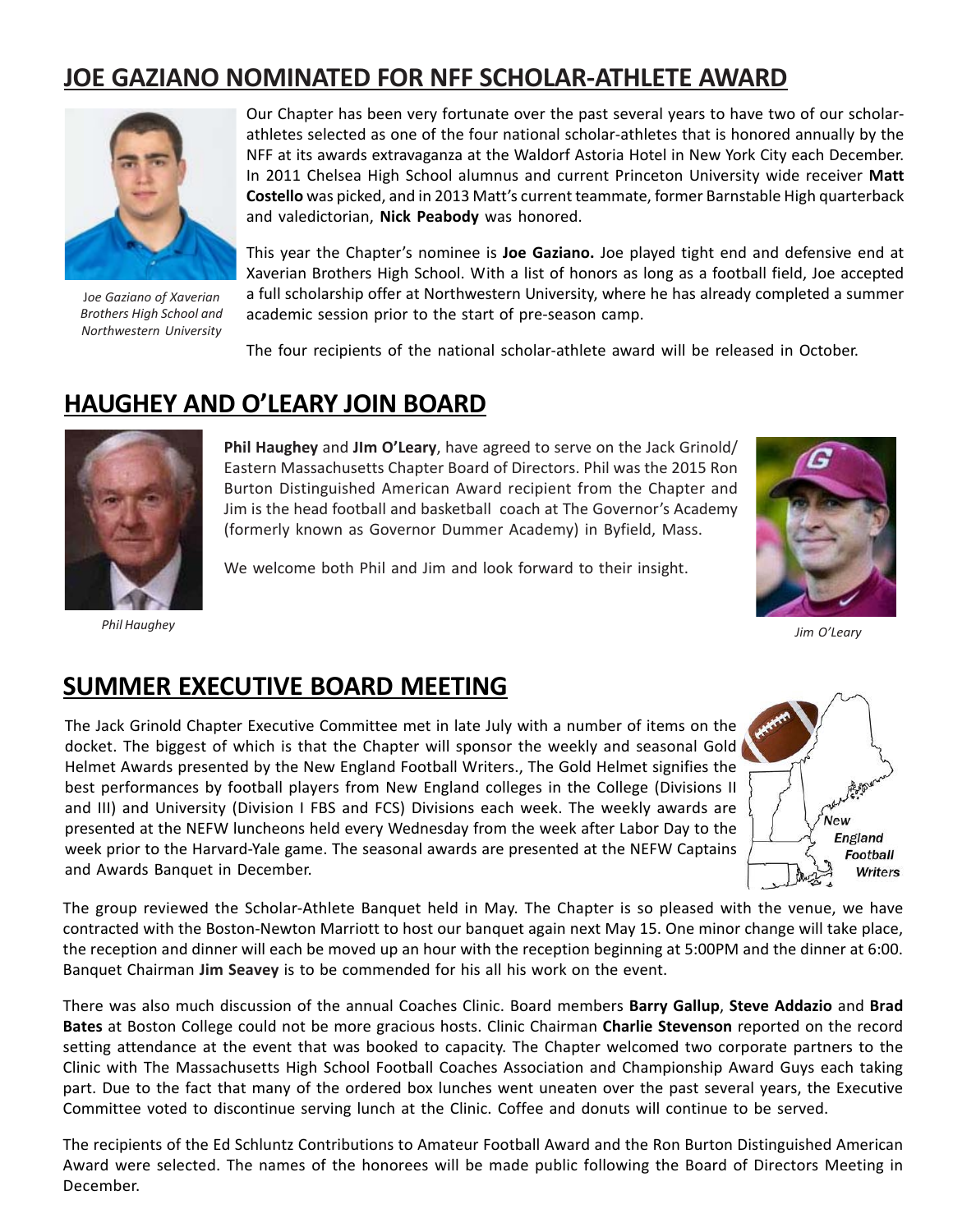## JOE GAZIANO NOMINATED FOR NFF SCHOLAR-ATHLETE AWARD

*Joe Gaziano of Xaverian Brothers High School and Northwestern University*

Our Chapter has been very fortunate over the past several years to have two of our scholar-athletes selected as one of the four national scholar-athletes that is honored annually by the NFF at its awards extravaganza at the Waldorf Astoria Hotel in New York City each December. In 2011 Chelsea High School alumnus and current Princeton University wide receiver **Matt Costello** was picked, and in 2013 Matt's current teammate, former Barnstable High quarterback and valedictorian, **Nick Peabody** was honored.

This year the Chapter's nominee is **Joe Gaziano.** Joe played tight end and defensive end at Xaverian Brothers High School. With a list of honors as long as a football field, Joe accepted a full scholarship offer at Northwestern University, where he has already completed a summer academic session prior to the start of pre-season camp.

The four recipients of the national scholar-athlete award will be released in October.

## HAUGHEY AND O'LEARY JOIN BOARD

*Phil Haughey*

*Jim O'Leary*

**Phil Haughey** and **JIm O'Leary**, have agreed to serve on the Jack Grinold/ Eastern Massachusetts Chapter Board of Directors. Phil was the 2015 Ron Burton Distinguished American Award recipient from the Chapter and Jim is the head football and basketball coach at The Governor's Academy (formerly known as Governor Dummer Academy) in Byfield, Mass.

We welcome both Phil and Jim and look forward to their insight.

## SUMMER EXECUTIVE BOARD MEETING

The Jack Grinold Chapter Executive Committee met in late July with a number of items on the docket. The biggest of which is that the Chapter will sponsor the weekly and seasonal Gold Helmet Awards presented by the New England Football Writers., The Gold Helmet signifies the best performances by football players from New England colleges in the College (Divisions II and III) and University (Division I FBS and FCS) Divisions each week. The weekly awards are presented at the NEFW luncheons held every Wednesday from the week after Labor Day to the week prior to the Harvard-Yale game. The seasonal awards are presented at the NEFW Captains and Awards Banquet in December.

The group reviewed the Scholar-Athlete Banquet held in May. The Chapter is so pleased with the venue, we have contracted with the Boston-Newton Marriott to host our banquet again next May 15. One minor change will take place, the reception and dinner will each be moved up an hour with the reception beginning at 5:00PM and the dinner at 6:00. Banquet Chairman **Jim Seavey** is to be commended for his all his work on the event.

There was also much discussion of the annual Coaches Clinic. Board members **Barry Gallup**, **Steve Addazio** and **Brad Bates** at Boston College could not be more gracious hosts. Clinic Chairman **Charlie Stevenson** reported on the record setting attendance at the event that was booked to capacity. The Chapter welcomed two corporate partners to the Clinic with The Massachusetts High School Football Coaches Association and Championship Award Guys each taking part. Due to the fact that many of the ordered box lunches went uneaten over the past several years, the Executive Committee voted to discontinue serving lunch at the Clinic. Coffee and donuts will continue to be served.

The recipients of the Ed Schluntz Contributions to Amateur Football Award and the Ron Burton Distinguished American Award were selected. The names of the honorees will be made public following the Board of Directors Meeting in December.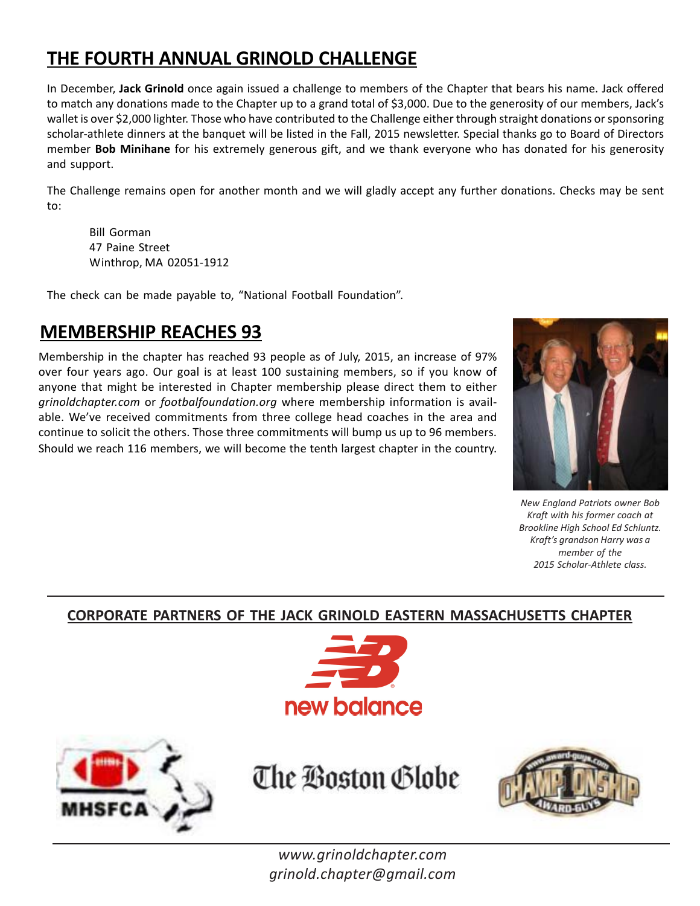## THE FOURTH ANNUAL GRINOLD CHALLENGE

In December, **Jack Grinold** once again issued a challenge to members of the Chapter that bears his name. Jack offered to match any donations made to the Chapter up to a grand total of $3,000. Due to the generosity of our members, Jack's wallet is over $2,000 lighter. Those who have contributed to the Challenge either through straight donations or sponsoring scholar-athlete dinners at the banquet will be listed in the Fall, 2015 newsletter. Special thanks go to Board of Directors member **Bob Minihane** for his extremely generous gift, and we thank everyone who has donated for his generosity and support.

The Challenge remains open for another month and we will gladly accept any further donations. Checks may be sent to:

Bill Gorman
47 Paine Street
Winthrop, MA 02051-1912

The check can be made payable to, "National Football Foundation".

## MEMBERSHIP REACHES 93

Membership in the chapter has reached 93 people as of July, 2015, an increase of 97% over four years ago. Our goal is at least 100 sustaining members, so if you know of anyone that might be interested in Chapter membership please direct them to either *grinoldchapter.com* or *footbalfoundation.org* where membership information is available. We've received commitments from three college head coaches in the area and continue to solicit the others. Those three commitments will bump us up to 96 members. Should we reach 116 members, we will become the tenth largest chapter in the country.

*New England Patriots owner Bob Kraft with his former coach at Brookline High School Ed Schluntz. Kraft's grandson Harry was a member of the 2015 Scholar-Athlete class.*

**CORPORATE PARTNERS OF THE JACK GRINOLD EASTERN MASSACHUSETTS CHAPTER**

new balance

MHSFCA

The Boston Globe

www.award-guys.com CHAMPIONSHIP AWARD-GUYS

*www.grinoldchapter.com*
*grinold.chapter@gmail.com*